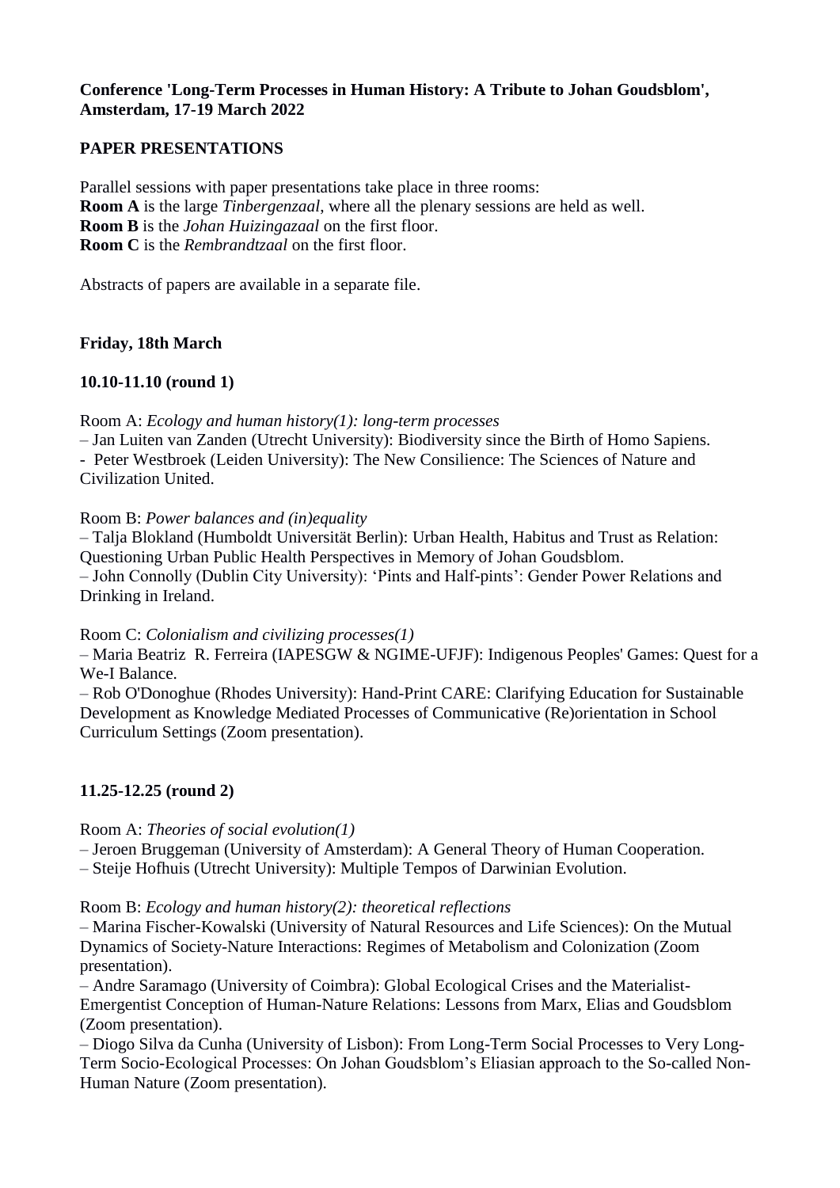**Conference 'Long-Term Processes in Human History: A Tribute to Johan Goudsblom', Amsterdam, 17-19 March 2022**

**PAPER PRESENTATIONS**

Parallel sessions with paper presentations take place in three rooms:
**Room A** is the large *Tinbergenzaal*, where all the plenary sessions are held as well.
**Room B** is the *Johan Huizingazaal* on the first floor.
**Room C** is the *Rembrandtzaal* on the first floor.

Abstracts of papers are available in a separate file.

**Friday, 18th March**

**10.10-11.10 (round 1)**

Room A: *Ecology and human history(1): long-term processes*
– Jan Luiten van Zanden (Utrecht University): Biodiversity since the Birth of Homo Sapiens.
- Peter Westbroek (Leiden University): The New Consilience: The Sciences of Nature and Civilization United.

Room B: *Power balances and (in)equality*
– Talja Blokland (Humboldt Universität Berlin): Urban Health, Habitus and Trust as Relation: Questioning Urban Public Health Perspectives in Memory of Johan Goudsblom.
– John Connolly (Dublin City University): 'Pints and Half-pints': Gender Power Relations and Drinking in Ireland.

Room C: *Colonialism and civilizing processes(1)*
– Maria Beatriz R. Ferreira (IAPESGW & NGIME-UFJF): Indigenous Peoples' Games: Quest for a We-I Balance.
– Rob O'Donoghue (Rhodes University): Hand-Print CARE: Clarifying Education for Sustainable Development as Knowledge Mediated Processes of Communicative (Re)orientation in School Curriculum Settings (Zoom presentation).

**11.25-12.25 (round 2)**

Room A: *Theories of social evolution(1)*
– Jeroen Bruggeman (University of Amsterdam): A General Theory of Human Cooperation.
– Steije Hofhuis (Utrecht University): Multiple Tempos of Darwinian Evolution.

Room B: *Ecology and human history(2): theoretical reflections*
– Marina Fischer-Kowalski (University of Natural Resources and Life Sciences): On the Mutual Dynamics of Society-Nature Interactions: Regimes of Metabolism and Colonization (Zoom presentation).
– Andre Saramago (University of Coimbra): Global Ecological Crises and the Materialist-Emergentist Conception of Human-Nature Relations: Lessons from Marx, Elias and Goudsblom (Zoom presentation).
– Diogo Silva da Cunha (University of Lisbon): From Long-Term Social Processes to Very Long-Term Socio-Ecological Processes: On Johan Goudsblom's Eliasian approach to the So-called Non-Human Nature (Zoom presentation).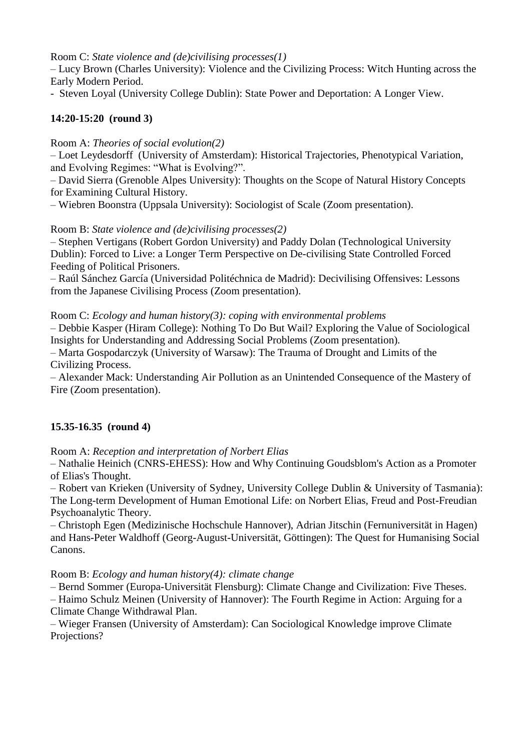Room C: *State violence and (de)civilising processes(1)*

– Lucy Brown (Charles University): Violence and the Civilizing Process: Witch Hunting across the Early Modern Period.

- Steven Loyal (University College Dublin): State Power and Deportation: A Longer View.

**14:20-15:20 (round 3)**

Room A: *Theories of social evolution(2)*

– Loet Leydesdorff (University of Amsterdam): Historical Trajectories, Phenotypical Variation, and Evolving Regimes: "What is Evolving?".

– David Sierra (Grenoble Alpes University): Thoughts on the Scope of Natural History Concepts for Examining Cultural History.

– Wiebren Boonstra (Uppsala University): Sociologist of Scale (Zoom presentation).

Room B: *State violence and (de)civilising processes(2)*

– Stephen Vertigans (Robert Gordon University) and Paddy Dolan (Technological University Dublin): Forced to Live: a Longer Term Perspective on De-civilising State Controlled Forced Feeding of Political Prisoners.

– Raúl Sánchez García (Universidad Politéchnica de Madrid): Decivilising Offensives: Lessons from the Japanese Civilising Process (Zoom presentation).

Room C: *Ecology and human history(3): coping with environmental problems*

– Debbie Kasper (Hiram College): Nothing To Do But Wail? Exploring the Value of Sociological Insights for Understanding and Addressing Social Problems (Zoom presentation).

– Marta Gospodarczyk (University of Warsaw): The Trauma of Drought and Limits of the Civilizing Process.

– Alexander Mack: Understanding Air Pollution as an Unintended Consequence of the Mastery of Fire (Zoom presentation).

**15.35-16.35 (round 4)**

Room A: *Reception and interpretation of Norbert Elias*

– Nathalie Heinich (CNRS-EHESS): How and Why Continuing Goudsblom's Action as a Promoter of Elias's Thought.

– Robert van Krieken (University of Sydney, University College Dublin & University of Tasmania): The Long-term Development of Human Emotional Life: on Norbert Elias, Freud and Post-Freudian Psychoanalytic Theory.

– Christoph Egen (Medizinische Hochschule Hannover), Adrian Jitschin (Fernuniversität in Hagen) and Hans-Peter Waldhoff (Georg-August-Universität, Göttingen): The Quest for Humanising Social Canons.

Room B: *Ecology and human history(4): climate change*

– Bernd Sommer (Europa-Universität Flensburg): Climate Change and Civilization: Five Theses.

– Haimo Schulz Meinen (University of Hannover): The Fourth Regime in Action: Arguing for a Climate Change Withdrawal Plan.

– Wieger Fransen (University of Amsterdam): Can Sociological Knowledge improve Climate Projections?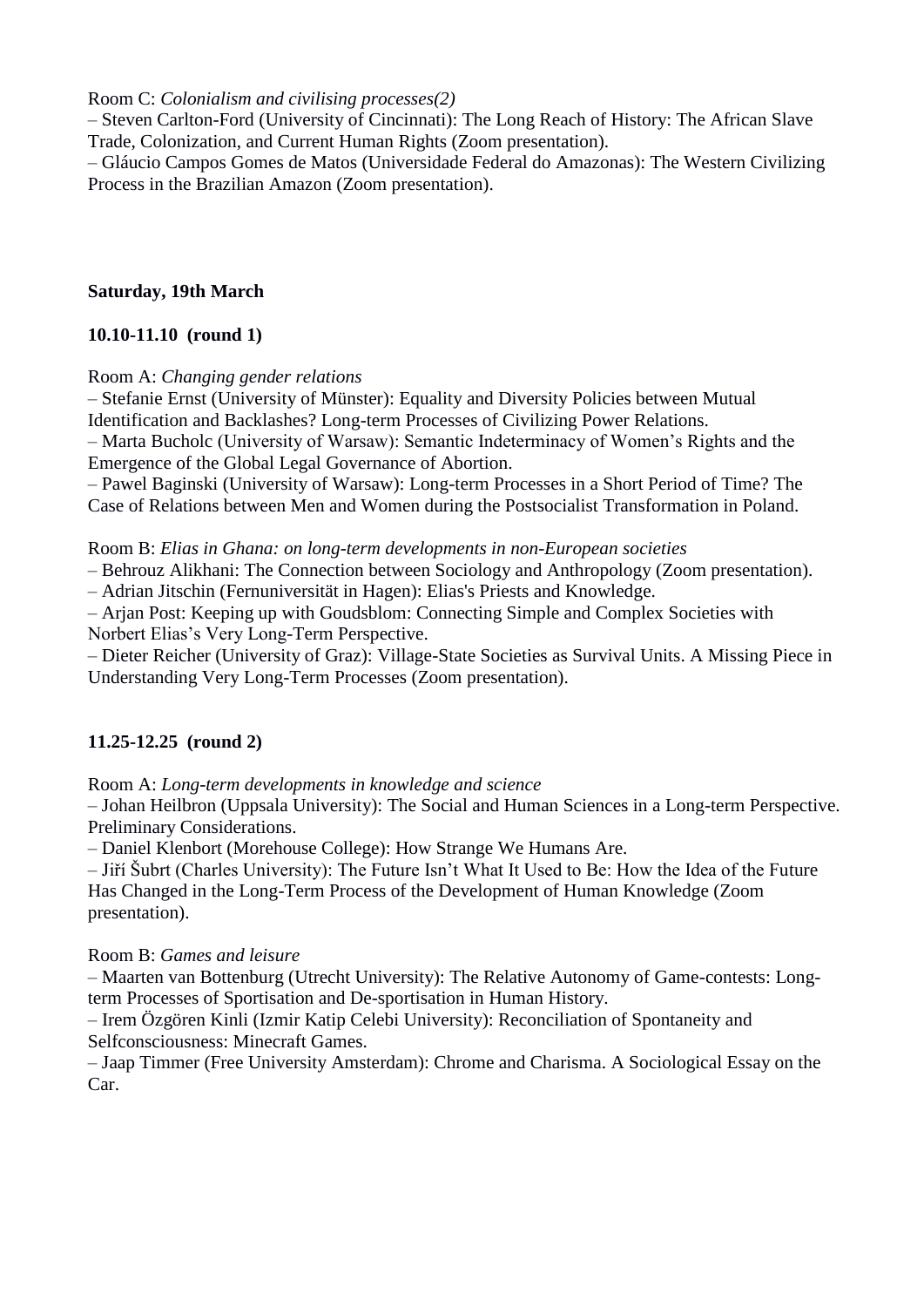Room C: *Colonialism and civilising processes(2)*

– Steven Carlton-Ford (University of Cincinnati): The Long Reach of History: The African Slave Trade, Colonization, and Current Human Rights (Zoom presentation).

– Gláucio Campos Gomes de Matos (Universidade Federal do Amazonas): The Western Civilizing Process in the Brazilian Amazon (Zoom presentation).

**Saturday, 19th March**

**10.10-11.10 (round 1)**

Room A: *Changing gender relations*

– Stefanie Ernst (University of Münster): Equality and Diversity Policies between Mutual Identification and Backlashes? Long-term Processes of Civilizing Power Relations.

– Marta Bucholc (University of Warsaw): Semantic Indeterminacy of Women's Rights and the Emergence of the Global Legal Governance of Abortion.

– Pawel Baginski (University of Warsaw): Long-term Processes in a Short Period of Time? The Case of Relations between Men and Women during the Postsocialist Transformation in Poland.

Room B: *Elias in Ghana: on long-term developments in non-European societies*

– Behrouz Alikhani: The Connection between Sociology and Anthropology (Zoom presentation).

– Adrian Jitschin (Fernuniversität in Hagen): Elias's Priests and Knowledge.

– Arjan Post: Keeping up with Goudsblom: Connecting Simple and Complex Societies with Norbert Elias's Very Long-Term Perspective.

– Dieter Reicher (University of Graz): Village-State Societies as Survival Units. A Missing Piece in Understanding Very Long-Term Processes (Zoom presentation).

**11.25-12.25 (round 2)**

Room A: *Long-term developments in knowledge and science*

– Johan Heilbron (Uppsala University): The Social and Human Sciences in a Long-term Perspective. Preliminary Considerations.

– Daniel Klenbort (Morehouse College): How Strange We Humans Are.

– Jiří Šubrt (Charles University): The Future Isn't What It Used to Be: How the Idea of the Future Has Changed in the Long-Term Process of the Development of Human Knowledge (Zoom presentation).

Room B: *Games and leisure*

– Maarten van Bottenburg (Utrecht University): The Relative Autonomy of Game-contests: Long-term Processes of Sportisation and De-sportisation in Human History.

– Irem Özgören Kinli (Izmir Katip Celebi University): Reconciliation of Spontaneity and Selfconsciousness: Minecraft Games.

– Jaap Timmer (Free University Amsterdam): Chrome and Charisma. A Sociological Essay on the Car.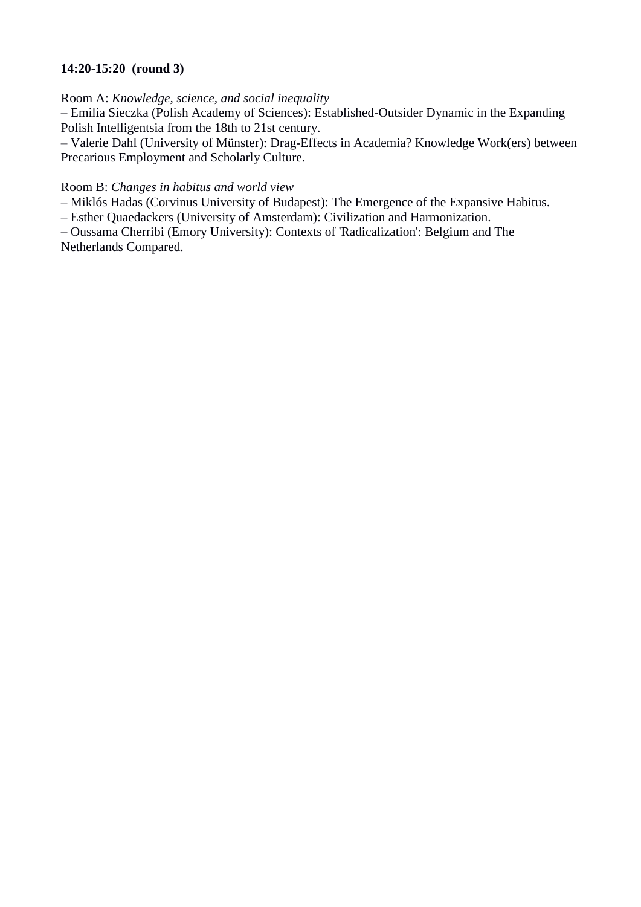**14:20-15:20 (round 3)**

Room A: *Knowledge, science, and social inequality*
– Emilia Sieczka (Polish Academy of Sciences): Established-Outsider Dynamic in the Expanding Polish Intelligentsia from the 18th to 21st century.
– Valerie Dahl (University of Münster): Drag-Effects in Academia? Knowledge Work(ers) between Precarious Employment and Scholarly Culture.

Room B: *Changes in habitus and world view*
– Miklós Hadas (Corvinus University of Budapest): The Emergence of the Expansive Habitus.
– Esther Quaedackers (University of Amsterdam): Civilization and Harmonization.
– Oussama Cherribi (Emory University): Contexts of 'Radicalization': Belgium and The Netherlands Compared.